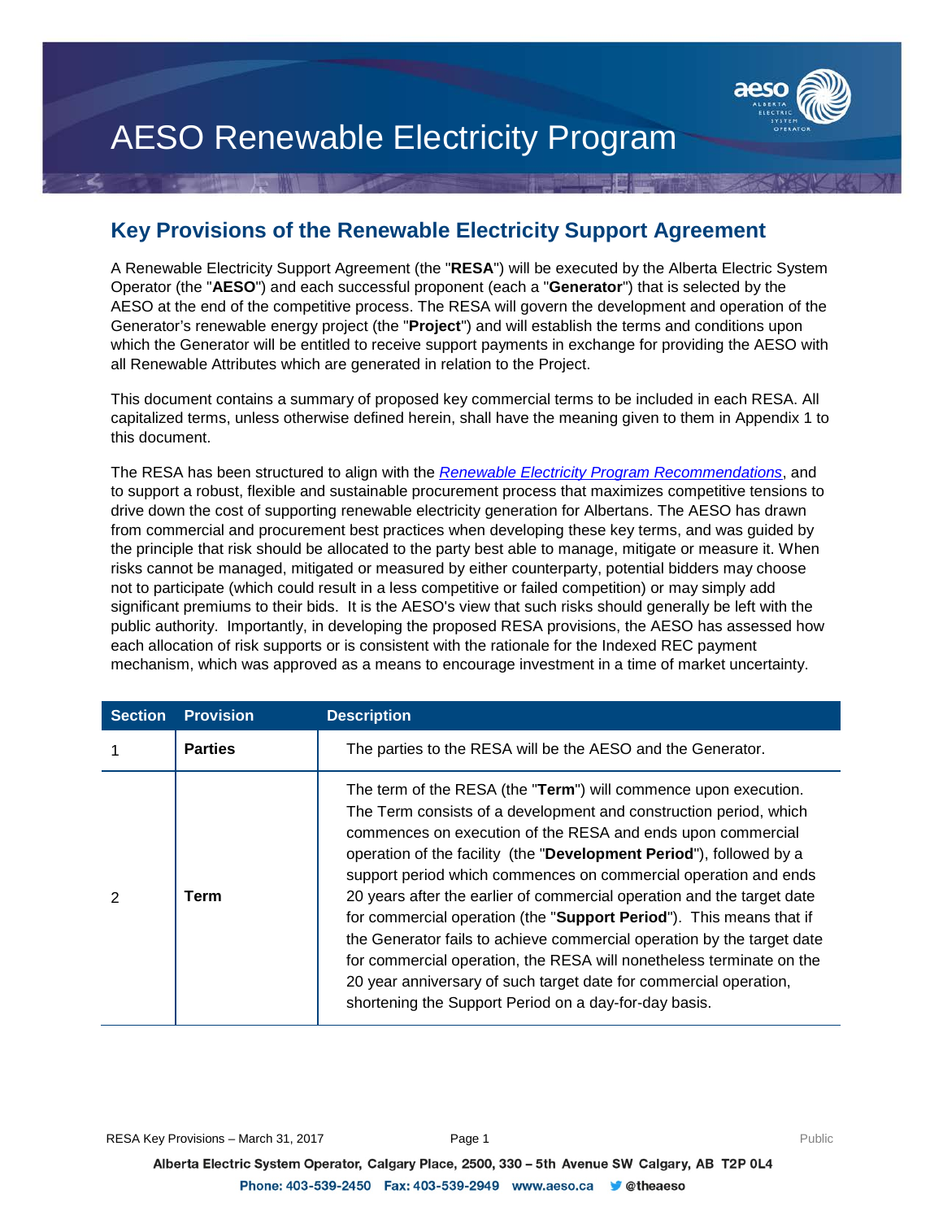# AESO Renewable Electricity Program

## Key Provisions of the Renewable Electricity Support Agreement

A Renewable Electricity Support Agreement (the "**RESA**") will be executed by the Alberta Electric System Operator (the "**AESO**") and each successful proponent (each a "**Generator**") that is selected by the AESO at the end of the competitive process. The RESA will govern the development and operation of the Generator's renewable energy project (the "**Project**") and will establish the terms and conditions upon which the Generator will be entitled to receive support payments in exchange for providing the AESO with all Renewable Attributes which are generated in relation to the Project.

This document contains a summary of proposed key commercial terms to be included in each RESA. All capitalized terms, unless otherwise defined herein, shall have the meaning given to them in Appendix 1 to this document.

The RESA has been structured to align with the *Renewable Electricity Program Recommendations*, and to support a robust, flexible and sustainable procurement process that maximizes competitive tensions to drive down the cost of supporting renewable electricity generation for Albertans. The AESO has drawn from commercial and procurement best practices when developing these key terms, and was guided by the principle that risk should be allocated to the party best able to manage, mitigate or measure it. When risks cannot be managed, mitigated or measured by either counterparty, potential bidders may choose not to participate (which could result in a less competitive or failed competition) or may simply add significant premiums to their bids. It is the AESO's view that such risks should generally be left with the public authority. Importantly, in developing the proposed RESA provisions, the AESO has assessed how each allocation of risk supports or is consistent with the rationale for the Indexed REC payment mechanism, which was approved as a means to encourage investment in a time of market uncertainty.

| Section | Provision | Description |
|---|---|---|
| 1 | **Parties** | The parties to the RESA will be the AESO and the Generator. |
| 2 | **Term** | The term of the RESA (the "**Term**") will commence upon execution. The Term consists of a development and construction period, which commences on execution of the RESA and ends upon commercial operation of the facility (the "**Development Period**"), followed by a support period which commences on commercial operation and ends 20 years after the earlier of commercial operation and the target date for commercial operation (the "**Support Period**"). This means that if the Generator fails to achieve commercial operation by the target date for commercial operation, the RESA will nonetheless terminate on the 20 year anniversary of such target date for commercial operation, shortening the Support Period on a day-for-day basis. |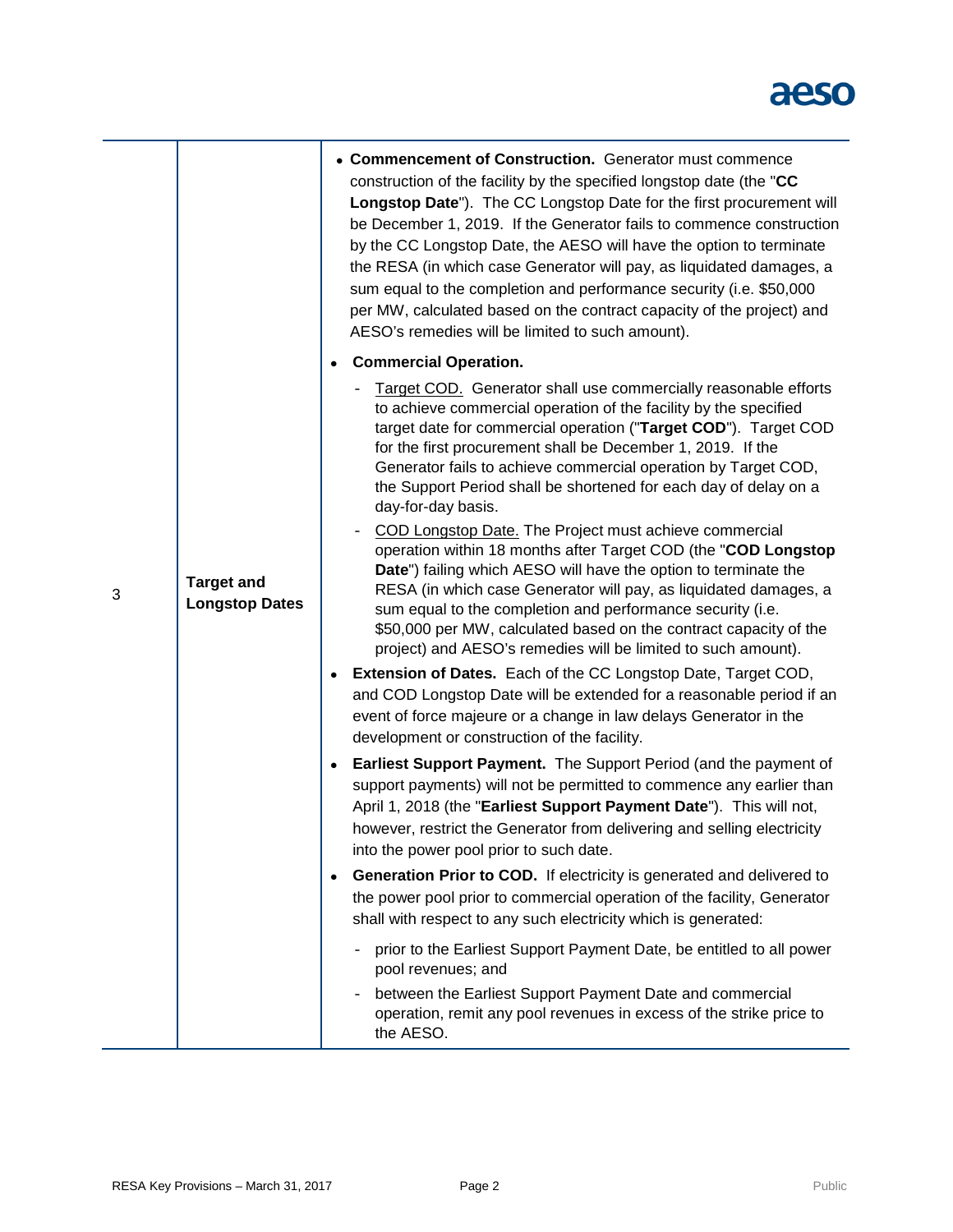| | | |
|---|---|---|
| 3 | **Target and Longstop Dates** | • **Commencement of Construction.** Generator must commence construction of the facility by the specified longstop date (the "**CC Longstop Date**"). The CC Longstop Date for the first procurement will be December 1, 2019. If the Generator fails to commence construction by the CC Longstop Date, the AESO will have the option to terminate the RESA (in which case Generator will pay, as liquidated damages, a sum equal to the completion and performance security (i.e. $50,000 per MW, calculated based on the contract capacity of the project) and AESO's remedies will be limited to such amount).<br>• **Commercial Operation.**<br>  - Target COD. Generator shall use commercially reasonable efforts to achieve commercial operation of the facility by the specified target date for commercial operation ("**Target COD**"). Target COD for the first procurement shall be December 1, 2019. If the Generator fails to achieve commercial operation by Target COD, the Support Period shall be shortened for each day of delay on a day-for-day basis.<br>  - COD Longstop Date. The Project must achieve commercial operation within 18 months after Target COD (the "**COD Longstop Date**") failing which AESO will have the option to terminate the RESA (in which case Generator will pay, as liquidated damages, a sum equal to the completion and performance security (i.e. $50,000 per MW, calculated based on the contract capacity of the project) and AESO's remedies will be limited to such amount).<br>• **Extension of Dates.** Each of the CC Longstop Date, Target COD, and COD Longstop Date will be extended for a reasonable period if an event of force majeure or a change in law delays Generator in the development or construction of the facility.<br>• **Earliest Support Payment.** The Support Period (and the payment of support payments) will not be permitted to commence any earlier than April 1, 2018 (the "**Earliest Support Payment Date**"). This will not, however, restrict the Generator from delivering and selling electricity into the power pool prior to such date.<br>• **Generation Prior to COD.** If electricity is generated and delivered to the power pool prior to commercial operation of the facility, Generator shall with respect to any such electricity which is generated:<br>  - prior to the Earliest Support Payment Date, be entitled to all power pool revenues; and<br>  - between the Earliest Support Payment Date and commercial operation, remit any pool revenues in excess of the strike price to the AESO. |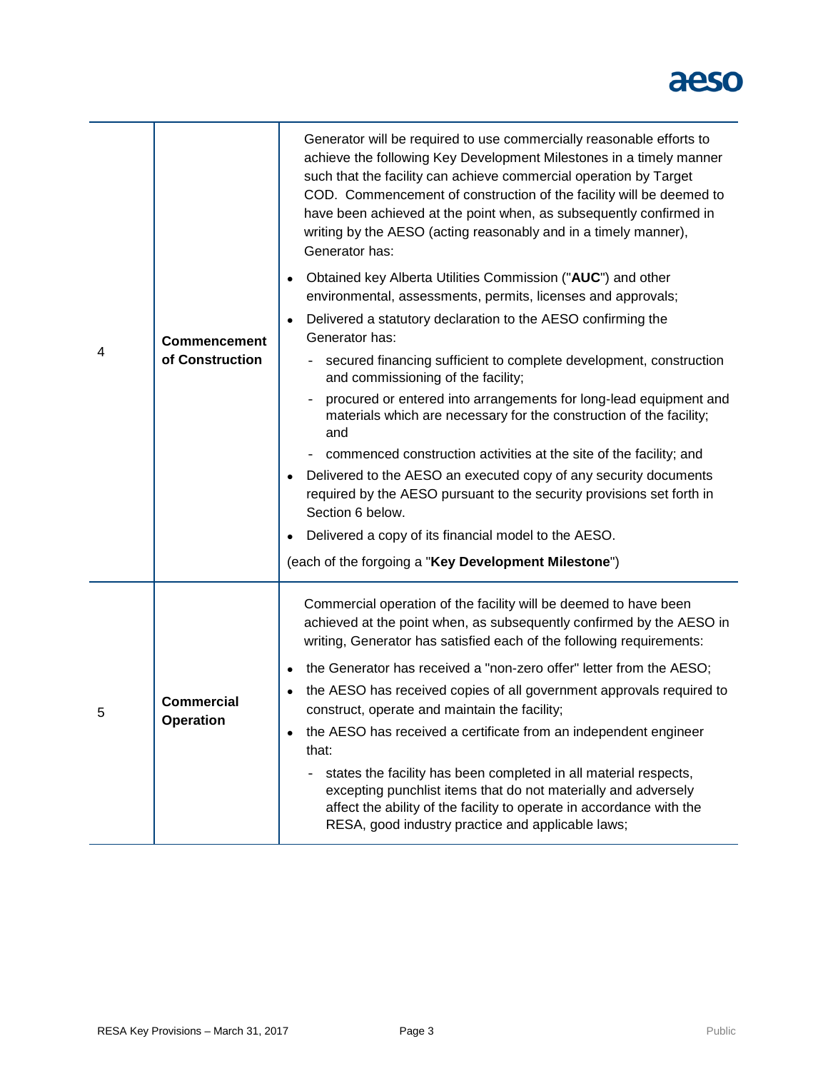| | | |
|---|---|---|
| 4 | **Commencement of Construction** | Generator will be required to use commercially reasonable efforts to achieve the following Key Development Milestones in a timely manner such that the facility can achieve commercial operation by Target COD. Commencement of construction of the facility will be deemed to have been achieved at the point when, as subsequently confirmed in writing by the AESO (acting reasonably and in a timely manner), Generator has:<br>• Obtained key Alberta Utilities Commission ("**AUC**") and other environmental, assessments, permits, licenses and approvals;<br>• Delivered a statutory declaration to the AESO confirming the Generator has:<br>  - secured financing sufficient to complete development, construction and commissioning of the facility;<br>  - procured or entered into arrangements for long-lead equipment and materials which are necessary for the construction of the facility; and<br>  - commenced construction activities at the site of the facility; and<br>• Delivered to the AESO an executed copy of any security documents required by the AESO pursuant to the security provisions set forth in Section 6 below.<br>• Delivered a copy of its financial model to the AESO.<br>(each of the forgoing a "**Key Development Milestone**") |
| 5 | **Commercial Operation** | Commercial operation of the facility will be deemed to have been achieved at the point when, as subsequently confirmed by the AESO in writing, Generator has satisfied each of the following requirements:<br>• the Generator has received a "non-zero offer" letter from the AESO;<br>• the AESO has received copies of all government approvals required to construct, operate and maintain the facility;<br>• the AESO has received a certificate from an independent engineer that:<br>  - states the facility has been completed in all material respects, excepting punchlist items that do not materially and adversely affect the ability of the facility to operate in accordance with the RESA, good industry practice and applicable laws; |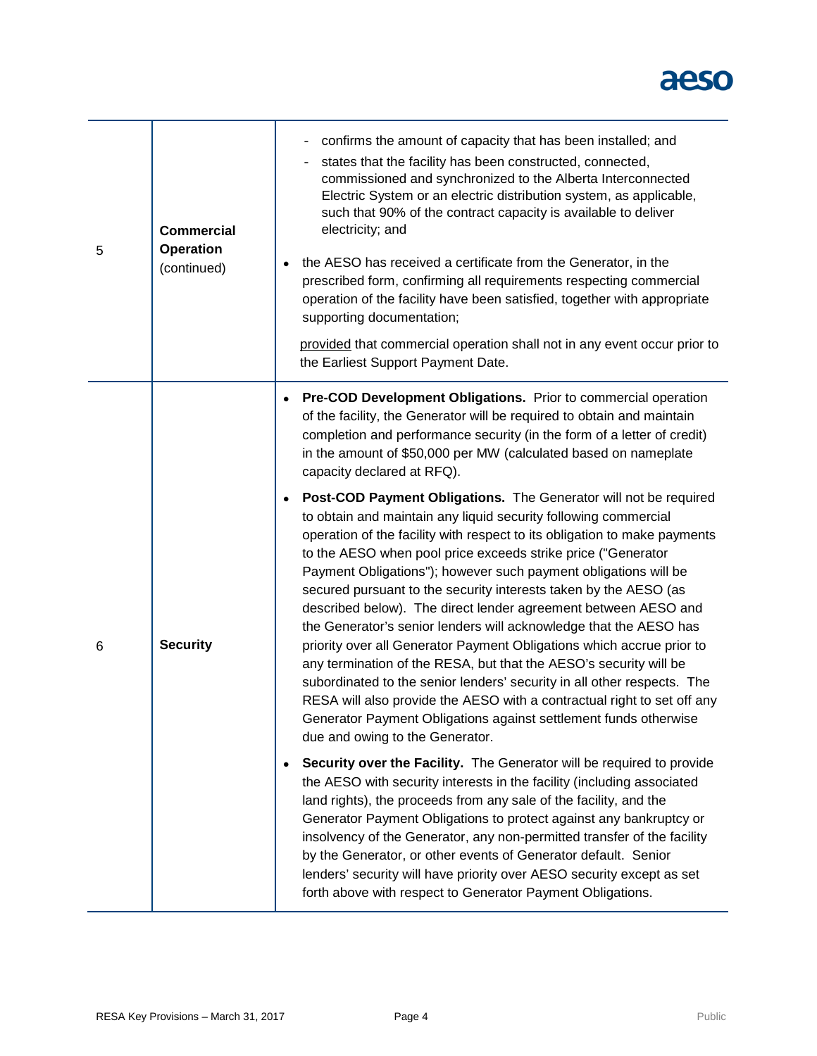| | | |
|---|---|---|
| 5 | **Commercial Operation** (continued) | - confirms the amount of capacity that has been installed; and<br>- states that the facility has been constructed, connected, commissioned and synchronized to the Alberta Interconnected Electric System or an electric distribution system, as applicable, such that 90% of the contract capacity is available to deliver electricity; and<br>• the AESO has received a certificate from the Generator, in the prescribed form, confirming all requirements respecting commercial operation of the facility have been satisfied, together with appropriate supporting documentation;<br><br>provided that commercial operation shall not in any event occur prior to the Earliest Support Payment Date. |
| 6 | **Security** | • **Pre-COD Development Obligations.** Prior to commercial operation of the facility, the Generator will be required to obtain and maintain completion and performance security (in the form of a letter of credit) in the amount of $50,000 per MW (calculated based on nameplate capacity declared at RFQ).<br><br>• **Post-COD Payment Obligations.** The Generator will not be required to obtain and maintain any liquid security following commercial operation of the facility with respect to its obligation to make payments to the AESO when pool price exceeds strike price ("Generator Payment Obligations"); however such payment obligations will be secured pursuant to the security interests taken by the AESO (as described below). The direct lender agreement between AESO and the Generator's senior lenders will acknowledge that the AESO has priority over all Generator Payment Obligations which accrue prior to any termination of the RESA, but that the AESO's security will be subordinated to the senior lenders' security in all other respects. The RESA will also provide the AESO with a contractual right to set off any Generator Payment Obligations against settlement funds otherwise due and owing to the Generator.<br><br>• **Security over the Facility.** The Generator will be required to provide the AESO with security interests in the facility (including associated land rights), the proceeds from any sale of the facility, and the Generator Payment Obligations to protect against any bankruptcy or insolvency of the Generator, any non-permitted transfer of the facility by the Generator, or other events of Generator default. Senior lenders' security will have priority over AESO security except as set forth above with respect to Generator Payment Obligations. |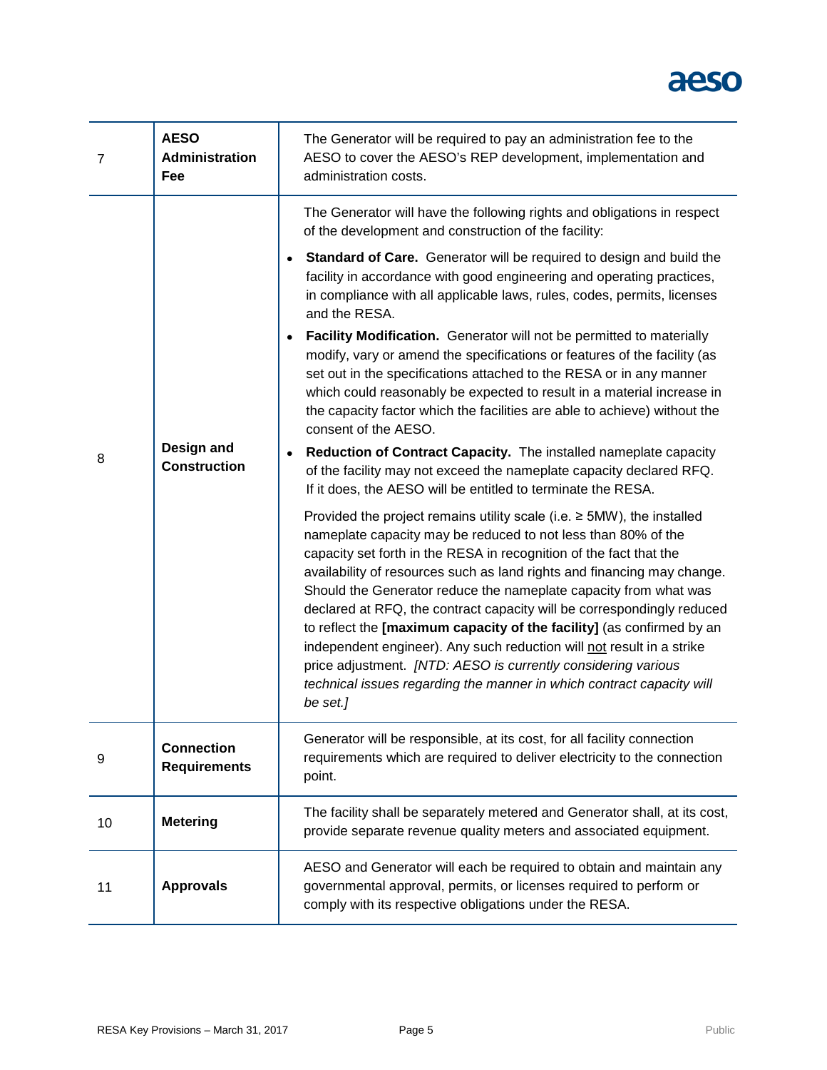| | | |
|---|---|---|
| 7 | **AESO Administration Fee** | The Generator will be required to pay an administration fee to the AESO to cover the AESO's REP development, implementation and administration costs. |
| 8 | **Design and Construction** | The Generator will have the following rights and obligations in respect of the development and construction of the facility:<br>• **Standard of Care.** Generator will be required to design and build the facility in accordance with good engineering and operating practices, in compliance with all applicable laws, rules, codes, permits, licenses and the RESA.<br>• **Facility Modification.** Generator will not be permitted to materially modify, vary or amend the specifications or features of the facility (as set out in the specifications attached to the RESA or in any manner which could reasonably be expected to result in a material increase in the capacity factor which the facilities are able to achieve) without the consent of the AESO.<br>• **Reduction of Contract Capacity.** The installed nameplate capacity of the facility may not exceed the nameplate capacity declared RFQ. If it does, the AESO will be entitled to terminate the RESA.<br><br>Provided the project remains utility scale (i.e. ≥ 5MW), the installed nameplate capacity may be reduced to not less than 80% of the capacity set forth in the RESA in recognition of the fact that the availability of resources such as land rights and financing may change. Should the Generator reduce the nameplate capacity from what was declared at RFQ, the contract capacity will be correspondingly reduced to reflect the **[maximum capacity of the facility]** (as confirmed by an independent engineer). Any such reduction will <u>not</u> result in a strike price adjustment. *[NTD: AESO is currently considering various technical issues regarding the manner in which contract capacity will be set.]* |
| 9 | **Connection Requirements** | Generator will be responsible, at its cost, for all facility connection requirements which are required to deliver electricity to the connection point. |
| 10 | **Metering** | The facility shall be separately metered and Generator shall, at its cost, provide separate revenue quality meters and associated equipment. |
| 11 | **Approvals** | AESO and Generator will each be required to obtain and maintain any governmental approval, permits, or licenses required to perform or comply with its respective obligations under the RESA. |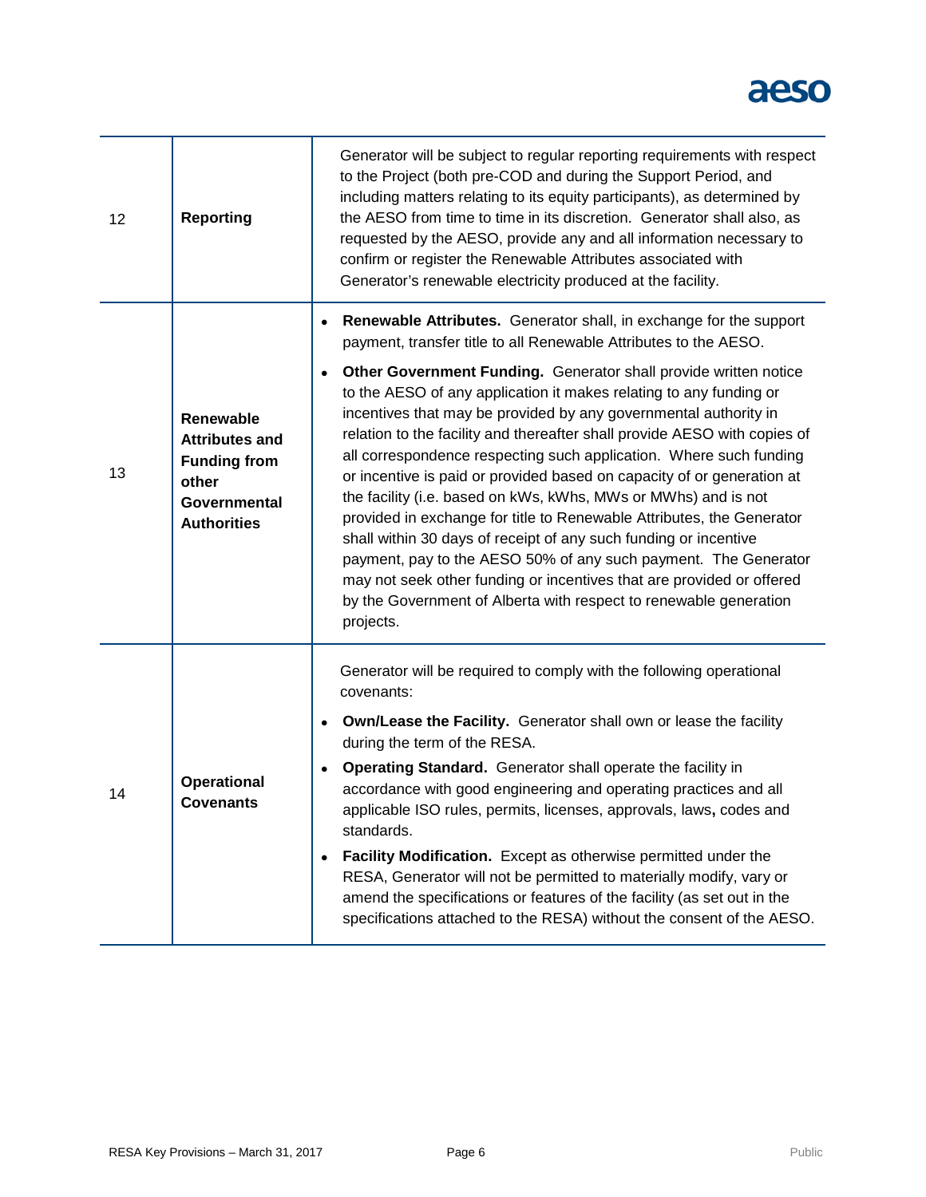| | | |
|---|---|---|
| 12 | **Reporting** | Generator will be subject to regular reporting requirements with respect to the Project (both pre-COD and during the Support Period, and including matters relating to its equity participants), as determined by the AESO from time to time in its discretion. Generator shall also, as requested by the AESO, provide any and all information necessary to confirm or register the Renewable Attributes associated with Generator's renewable electricity produced at the facility. |
| 13 | **Renewable Attributes and Funding from other Governmental Authorities** | • **Renewable Attributes.** Generator shall, in exchange for the support payment, transfer title to all Renewable Attributes to the AESO.<br>• **Other Government Funding.** Generator shall provide written notice to the AESO of any application it makes relating to any funding or incentives that may be provided by any governmental authority in relation to the facility and thereafter shall provide AESO with copies of all correspondence respecting such application. Where such funding or incentive is paid or provided based on capacity of or generation at the facility (i.e. based on kWs, kWhs, MWs or MWhs) and is not provided in exchange for title to Renewable Attributes, the Generator shall within 30 days of receipt of any such funding or incentive payment, pay to the AESO 50% of any such payment. The Generator may not seek other funding or incentives that are provided or offered by the Government of Alberta with respect to renewable generation projects. |
| 14 | **Operational Covenants** | Generator will be required to comply with the following operational covenants:<br>• **Own/Lease the Facility.** Generator shall own or lease the facility during the term of the RESA.<br>• **Operating Standard.** Generator shall operate the facility in accordance with good engineering and operating practices and all applicable ISO rules, permits, licenses, approvals, laws, codes and standards.<br>• **Facility Modification.** Except as otherwise permitted under the RESA, Generator will not be permitted to materially modify, vary or amend the specifications or features of the facility (as set out in the specifications attached to the RESA) without the consent of the AESO. |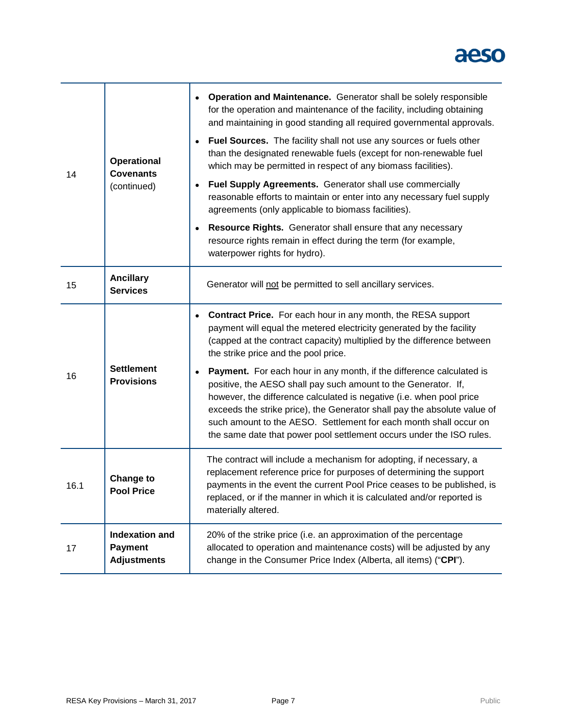| | | |
|---|---|---|
| 14 | **Operational Covenants** (continued) | • **Operation and Maintenance.** Generator shall be solely responsible for the operation and maintenance of the facility, including obtaining and maintaining in good standing all required governmental approvals.<br>• **Fuel Sources.** The facility shall not use any sources or fuels other than the designated renewable fuels (except for non-renewable fuel which may be permitted in respect of any biomass facilities).<br>• **Fuel Supply Agreements.** Generator shall use commercially reasonable efforts to maintain or enter into any necessary fuel supply agreements (only applicable to biomass facilities).<br>• **Resource Rights.** Generator shall ensure that any necessary resource rights remain in effect during the term (for example, waterpower rights for hydro). |
| 15 | **Ancillary Services** | Generator will <u>not</u> be permitted to sell ancillary services. |
| 16 | **Settlement Provisions** | • **Contract Price.** For each hour in any month, the RESA support payment will equal the metered electricity generated by the facility (capped at the contract capacity) multiplied by the difference between the strike price and the pool price.<br>• **Payment.** For each hour in any month, if the difference calculated is positive, the AESO shall pay such amount to the Generator. If, however, the difference calculated is negative (i.e. when pool price exceeds the strike price), the Generator shall pay the absolute value of such amount to the AESO. Settlement for each month shall occur on the same date that power pool settlement occurs under the ISO rules. |
| 16.1 | **Change to Pool Price** | The contract will include a mechanism for adopting, if necessary, a replacement reference price for purposes of determining the support payments in the event the current Pool Price ceases to be published, is replaced, or if the manner in which it is calculated and/or reported is materially altered. |
| 17 | **Indexation and Payment Adjustments** | 20% of the strike price (i.e. an approximation of the percentage allocated to operation and maintenance costs) will be adjusted by any change in the Consumer Price Index (Alberta, all items) ("**CPI**"). |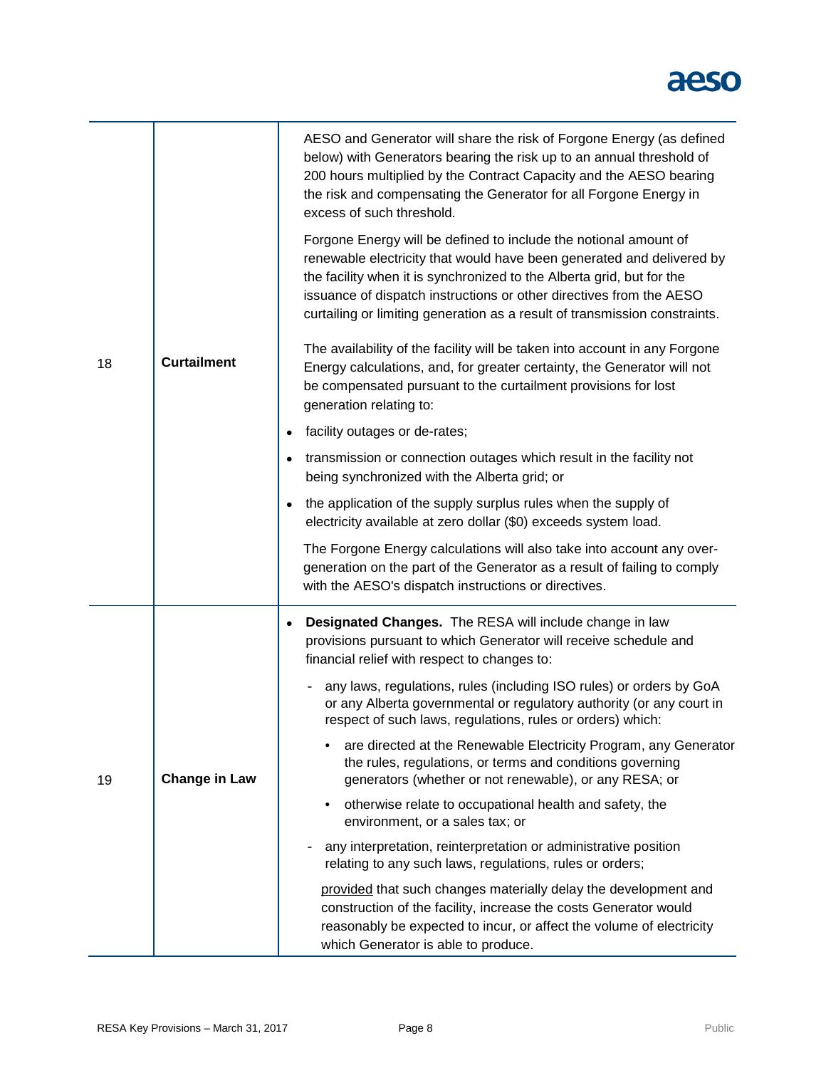| | | |
|---|---|---|
| 18 | **Curtailment** | AESO and Generator will share the risk of Forgone Energy (as defined below) with Generators bearing the risk up to an annual threshold of 200 hours multiplied by the Contract Capacity and the AESO bearing the risk and compensating the Generator for all Forgone Energy in excess of such threshold.<br><br>Forgone Energy will be defined to include the notional amount of renewable electricity that would have been generated and delivered by the facility when it is synchronized to the Alberta grid, but for the issuance of dispatch instructions or other directives from the AESO curtailing or limiting generation as a result of transmission constraints.<br><br>The availability of the facility will be taken into account in any Forgone Energy calculations, and, for greater certainty, the Generator will not be compensated pursuant to the curtailment provisions for lost generation relating to:<br>• facility outages or de-rates;<br>• transmission or connection outages which result in the facility not being synchronized with the Alberta grid; or<br>• the application of the supply surplus rules when the supply of electricity available at zero dollar ($0) exceeds system load.<br><br>The Forgone Energy calculations will also take into account any over-generation on the part of the Generator as a result of failing to comply with the AESO's dispatch instructions or directives. |
| 19 | **Change in Law** | • **Designated Changes.** The RESA will include change in law provisions pursuant to which Generator will receive schedule and financial relief with respect to changes to:<br>- any laws, regulations, rules (including ISO rules) or orders by GoA or any Alberta governmental or regulatory authority (or any court in respect of such laws, regulations, rules or orders) which:<br>• are directed at the Renewable Electricity Program, any Generator, the rules, regulations, or terms and conditions governing generators (whether or not renewable), or any RESA; or<br>• otherwise relate to occupational health and safety, the environment, or a sales tax; or<br>- any interpretation, reinterpretation or administrative position relating to any such laws, regulations, rules or orders;<br><br><u>provided</u> that such changes materially delay the development and construction of the facility, increase the costs Generator would reasonably be expected to incur, or affect the volume of electricity which Generator is able to produce. |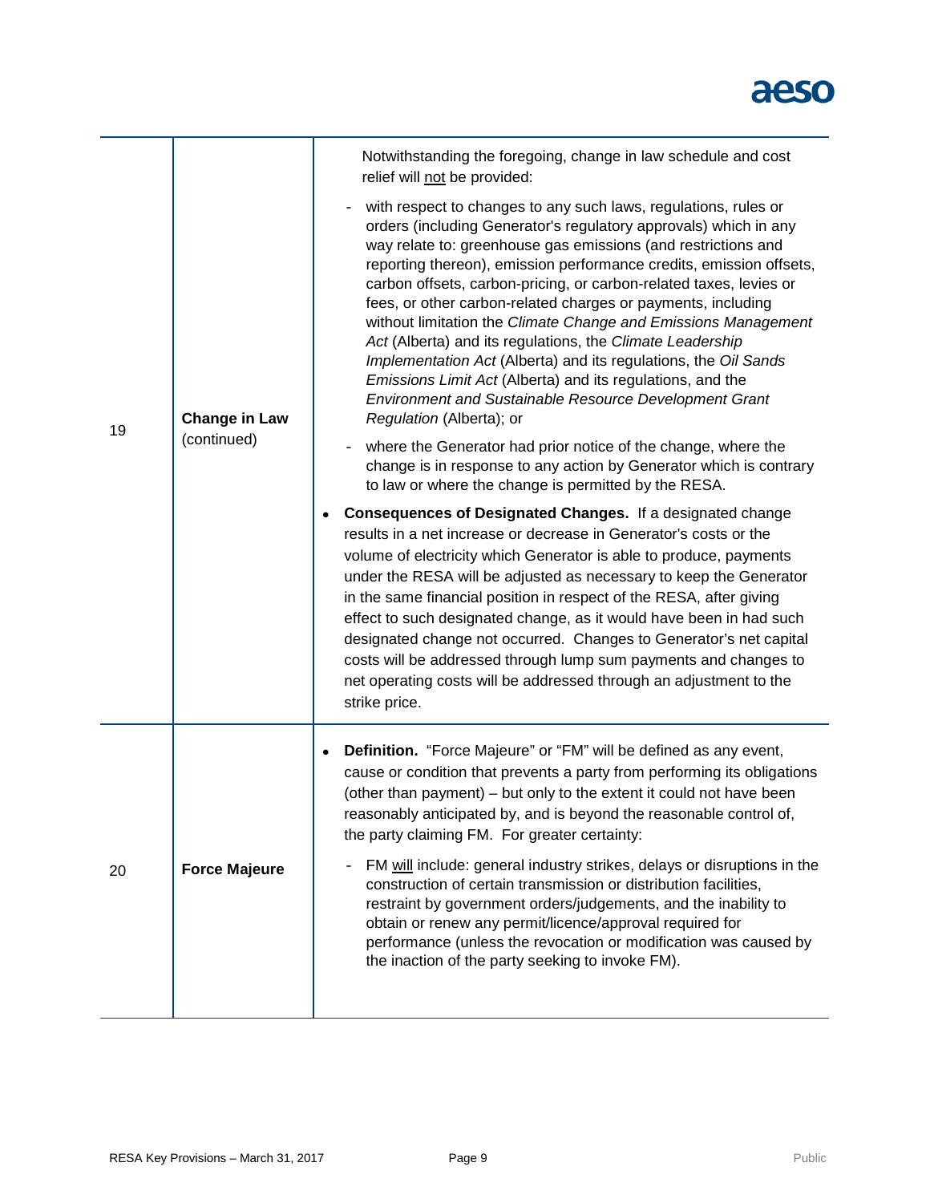| | | |
|---|---|---|
| 19 | **Change in Law** (continued) | Notwithstanding the foregoing, change in law schedule and cost relief will not be provided:<br>- with respect to changes to any such laws, regulations, rules or orders (including Generator's regulatory approvals) which in any way relate to: greenhouse gas emissions (and restrictions and reporting thereon), emission performance credits, emission offsets, carbon offsets, carbon-pricing, or carbon-related taxes, levies or fees, or other carbon-related charges or payments, including without limitation the *Climate Change and Emissions Management Act* (Alberta) and its regulations, the *Climate Leadership Implementation Act* (Alberta) and its regulations, the *Oil Sands Emissions Limit Act* (Alberta) and its regulations, and the *Environment and Sustainable Resource Development Grant Regulation* (Alberta); or<br>- where the Generator had prior notice of the change, where the change is in response to any action by Generator which is contrary to law or where the change is permitted by the RESA.<br>• **Consequences of Designated Changes.** If a designated change results in a net increase or decrease in Generator's costs or the volume of electricity which Generator is able to produce, payments under the RESA will be adjusted as necessary to keep the Generator in the same financial position in respect of the RESA, after giving effect to such designated change, as it would have been in had such designated change not occurred. Changes to Generator's net capital costs will be addressed through lump sum payments and changes to net operating costs will be addressed through an adjustment to the strike price. |
| 20 | **Force Majeure** | • **Definition.** "Force Majeure" or "FM" will be defined as any event, cause or condition that prevents a party from performing its obligations (other than payment) – but only to the extent it could not have been reasonably anticipated by, and is beyond the reasonable control of, the party claiming FM. For greater certainty:<br>- FM will include: general industry strikes, delays or disruptions in the construction of certain transmission or distribution facilities, restraint by government orders/judgements, and the inability to obtain or renew any permit/licence/approval required for performance (unless the revocation or modification was caused by the inaction of the party seeking to invoke FM). |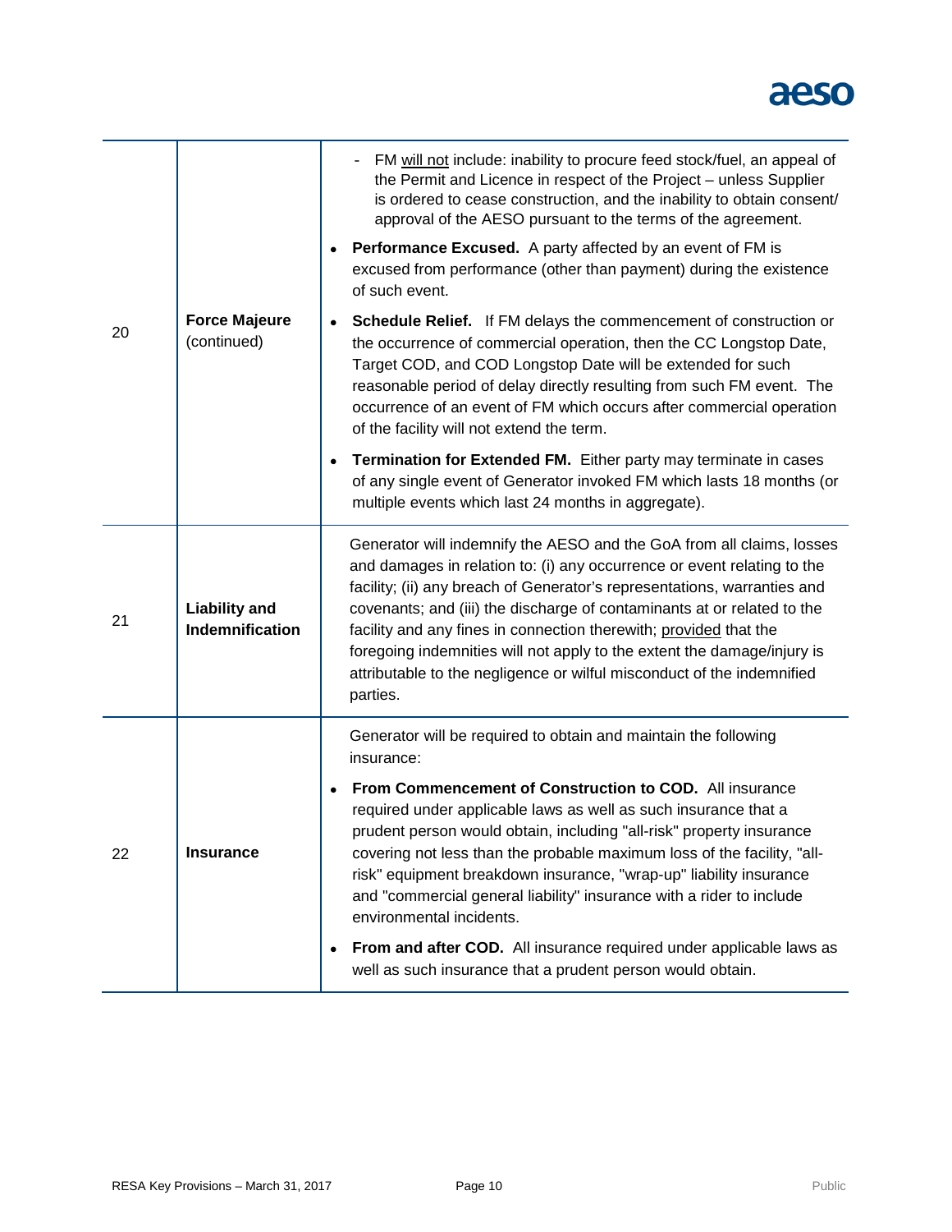| | | |
|---|---|---|
| 20 | **Force Majeure** (continued) | - FM <u>will not</u> include: inability to procure feed stock/fuel, an appeal of the Permit and Licence in respect of the Project – unless Supplier is ordered to cease construction, and the inability to obtain consent/ approval of the AESO pursuant to the terms of the agreement.<br>• **Performance Excused.** A party affected by an event of FM is excused from performance (other than payment) during the existence of such event.<br>• **Schedule Relief.** If FM delays the commencement of construction or the occurrence of commercial operation, then the CC Longstop Date, Target COD, and COD Longstop Date will be extended for such reasonable period of delay directly resulting from such FM event. The occurrence of an event of FM which occurs after commercial operation of the facility will not extend the term.<br>• **Termination for Extended FM.** Either party may terminate in cases of any single event of Generator invoked FM which lasts 18 months (or multiple events which last 24 months in aggregate). |
| 21 | **Liability and Indemnification** | Generator will indemnify the AESO and the GoA from all claims, losses and damages in relation to: (i) any occurrence or event relating to the facility; (ii) any breach of Generator's representations, warranties and covenants; and (iii) the discharge of contaminants at or related to the facility and any fines in connection therewith; <u>provided</u> that the foregoing indemnities will not apply to the extent the damage/injury is attributable to the negligence or wilful misconduct of the indemnified parties. |
| 22 | **Insurance** | Generator will be required to obtain and maintain the following insurance:<br>• **From Commencement of Construction to COD.** All insurance required under applicable laws as well as such insurance that a prudent person would obtain, including "all-risk" property insurance covering not less than the probable maximum loss of the facility, "all-risk" equipment breakdown insurance, "wrap-up" liability insurance and "commercial general liability" insurance with a rider to include environmental incidents.<br>• **From and after COD.** All insurance required under applicable laws as well as such insurance that a prudent person would obtain. |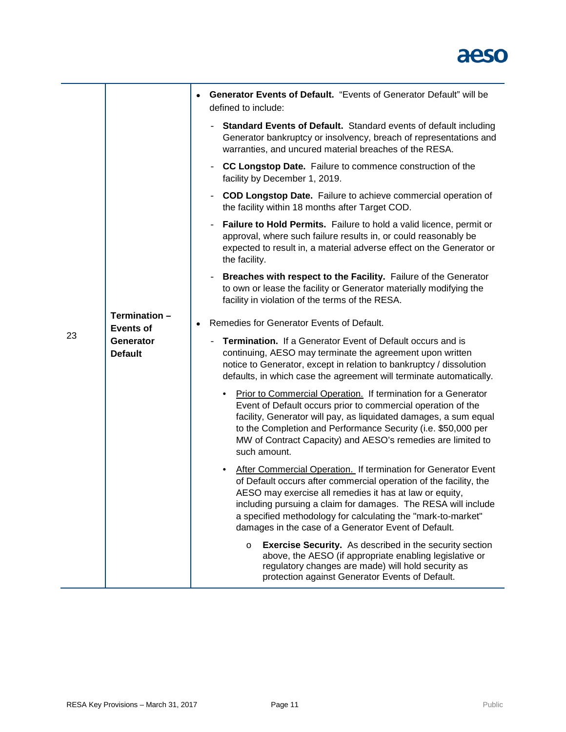| 23 | Termination – Events of Generator Default | • **Generator Events of Default.** "Events of Generator Default" will be defined to include:<br>- **Standard Events of Default.** Standard events of default including Generator bankruptcy or insolvency, breach of representations and warranties, and uncured material breaches of the RESA.<br>- **CC Longstop Date.** Failure to commence construction of the facility by December 1, 2019.<br>- **COD Longstop Date.** Failure to achieve commercial operation of the facility within 18 months after Target COD.<br>- **Failure to Hold Permits.** Failure to hold a valid licence, permit or approval, where such failure results in, or could reasonably be expected to result in, a material adverse effect on the Generator or the facility.<br>- **Breaches with respect to the Facility.** Failure of the Generator to own or lease the facility or Generator materially modifying the facility in violation of the terms of the RESA.<br>• Remedies for Generator Events of Default.<br>- **Termination.** If a Generator Event of Default occurs and is continuing, AESO may terminate the agreement upon written notice to Generator, except in relation to bankruptcy / dissolution defaults, in which case the agreement will terminate automatically.<br>• <u>Prior to Commercial Operation.</u> If termination for a Generator Event of Default occurs prior to commercial operation of the facility, Generator will pay, as liquidated damages, a sum equal to the Completion and Performance Security (i.e. $50,000 per MW of Contract Capacity) and AESO's remedies are limited to such amount.<br>• <u>After Commercial Operation.</u> If termination for Generator Event of Default occurs after commercial operation of the facility, the AESO may exercise all remedies it has at law or equity, including pursuing a claim for damages. The RESA will include a specified methodology for calculating the "mark-to-market" damages in the case of a Generator Event of Default.<br>o **Exercise Security.** As described in the security section above, the AESO (if appropriate enabling legislative or regulatory changes are made) will hold security as protection against Generator Events of Default. |
|---|---|---|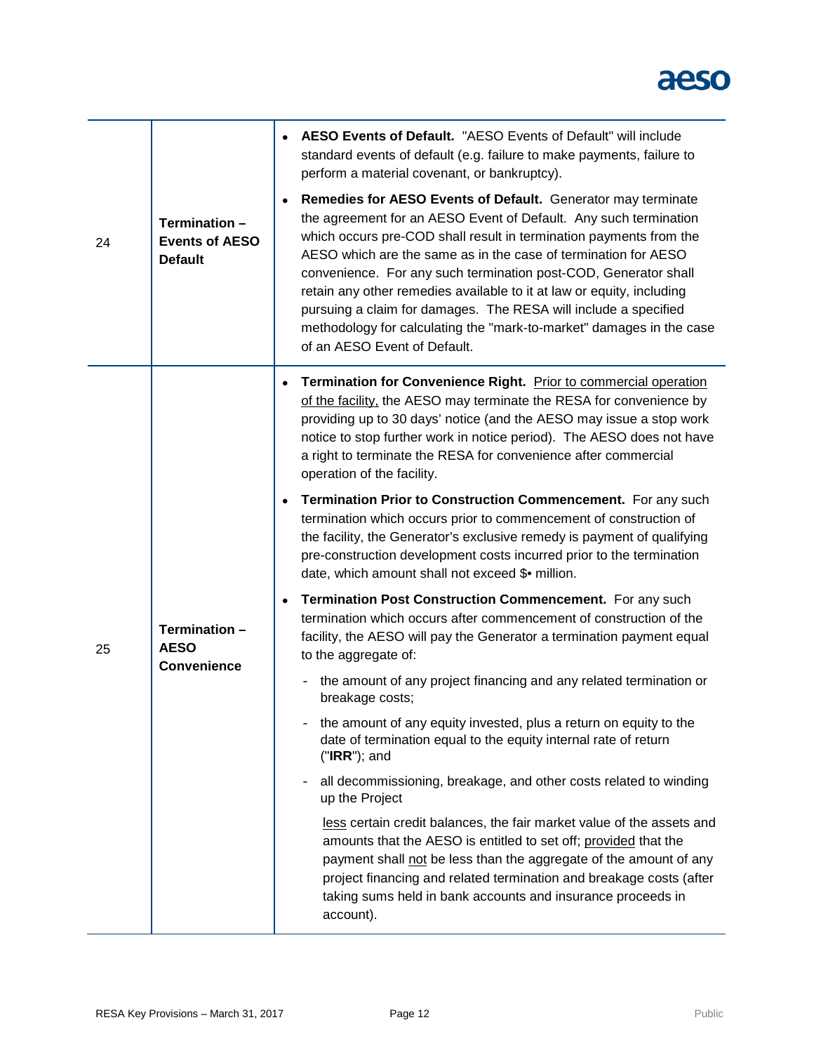| | | |
|---|---|---|
| 24 | **Termination – Events of AESO Default** | • **AESO Events of Default.** "AESO Events of Default" will include standard events of default (e.g. failure to make payments, failure to perform a material covenant, or bankruptcy).<br><br>• **Remedies for AESO Events of Default.** Generator may terminate the agreement for an AESO Event of Default. Any such termination which occurs pre-COD shall result in termination payments from the AESO which are the same as in the case of termination for AESO convenience. For any such termination post-COD, Generator shall retain any other remedies available to it at law or equity, including pursuing a claim for damages. The RESA will include a specified methodology for calculating the "mark-to-market" damages in the case of an AESO Event of Default. |
| 25 | **Termination – AESO Convenience** | • **Termination for Convenience Right.** <u>Prior to commercial operation of the facility,</u> the AESO may terminate the RESA for convenience by providing up to 30 days' notice (and the AESO may issue a stop work notice to stop further work in notice period). The AESO does not have a right to terminate the RESA for convenience after commercial operation of the facility.<br><br>• **Termination Prior to Construction Commencement.** For any such termination which occurs prior to commencement of construction of the facility, the Generator's exclusive remedy is payment of qualifying pre-construction development costs incurred prior to the termination date, which amount shall not exceed $• million.<br><br>• **Termination Post Construction Commencement.** For any such termination which occurs after commencement of construction of the facility, the AESO will pay the Generator a termination payment equal to the aggregate of:<br><br>- the amount of any project financing and any related termination or breakage costs;<br><br>- the amount of any equity invested, plus a return on equity to the date of termination equal to the equity internal rate of return ("**IRR**"); and<br><br>- all decommissioning, breakage, and other costs related to winding up the Project<br><br><u>less</u> certain credit balances, the fair market value of the assets and amounts that the AESO is entitled to set off; <u>provided</u> that the payment shall <u>not</u> be less than the aggregate of the amount of any project financing and related termination and breakage costs (after taking sums held in bank accounts and insurance proceeds in account). |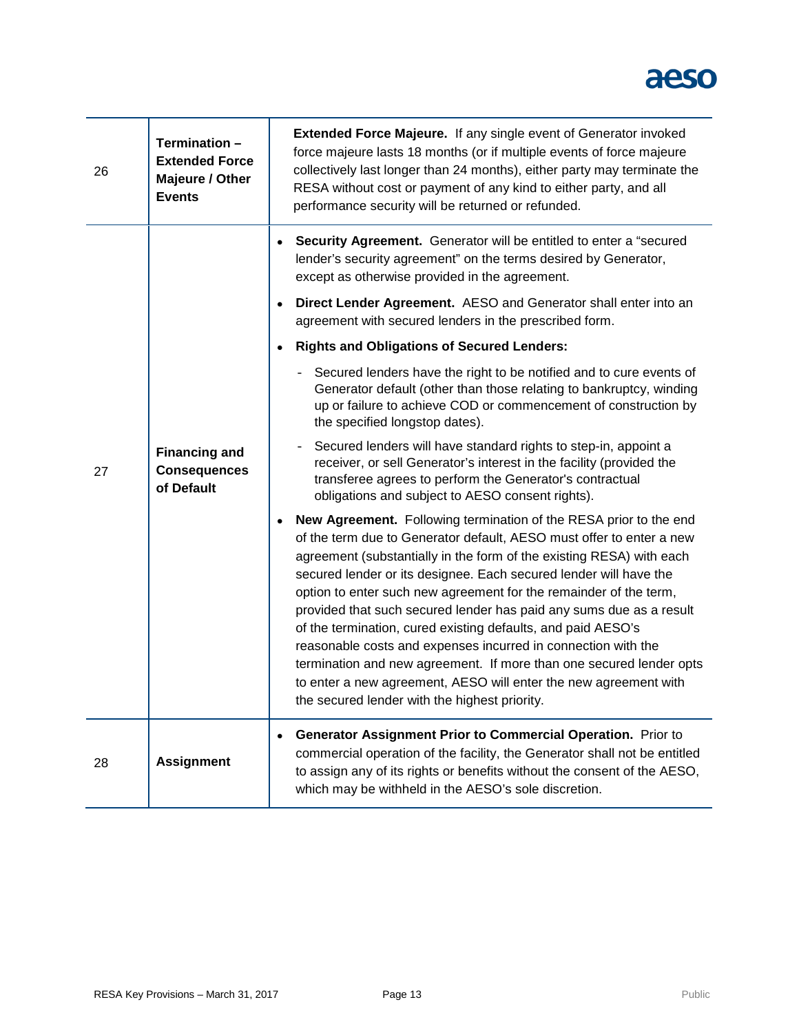| | | |
|---|---|---|
| 26 | **Termination – Extended Force Majeure / Other Events** | **Extended Force Majeure.** If any single event of Generator invoked force majeure lasts 18 months (or if multiple events of force majeure collectively last longer than 24 months), either party may terminate the RESA without cost or payment of any kind to either party, and all performance security will be returned or refunded. |
| 27 | **Financing and Consequences of Default** | • **Security Agreement.** Generator will be entitled to enter a "secured lender's security agreement" on the terms desired by Generator, except as otherwise provided in the agreement.<br>• **Direct Lender Agreement.** AESO and Generator shall enter into an agreement with secured lenders in the prescribed form.<br>• **Rights and Obligations of Secured Lenders:**<br>- Secured lenders have the right to be notified and to cure events of Generator default (other than those relating to bankruptcy, winding up or failure to achieve COD or commencement of construction by the specified longstop dates).<br>- Secured lenders will have standard rights to step-in, appoint a receiver, or sell Generator's interest in the facility (provided the transferee agrees to perform the Generator's contractual obligations and subject to AESO consent rights).<br>• **New Agreement.** Following termination of the RESA prior to the end of the term due to Generator default, AESO must offer to enter a new agreement (substantially in the form of the existing RESA) with each secured lender or its designee. Each secured lender will have the option to enter such new agreement for the remainder of the term, provided that such secured lender has paid any sums due as a result of the termination, cured existing defaults, and paid AESO's reasonable costs and expenses incurred in connection with the termination and new agreement. If more than one secured lender opts to enter a new agreement, AESO will enter the new agreement with the secured lender with the highest priority. |
| 28 | **Assignment** | • **Generator Assignment Prior to Commercial Operation.** Prior to commercial operation of the facility, the Generator shall not be entitled to assign any of its rights or benefits without the consent of the AESO, which may be withheld in the AESO's sole discretion. |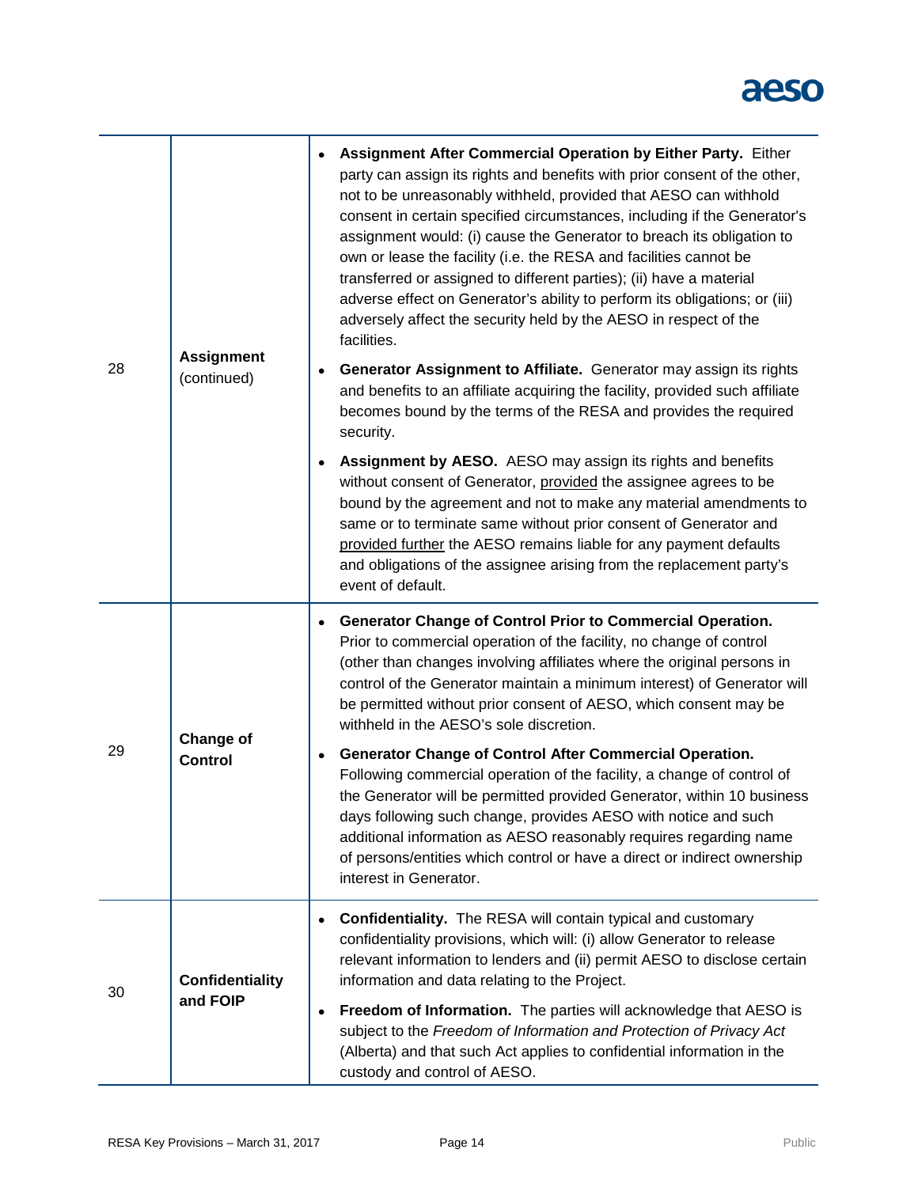| | | |
|---|---|---|
| 28 | **Assignment** (continued) | • **Assignment After Commercial Operation by Either Party.** Either party can assign its rights and benefits with prior consent of the other, not to be unreasonably withheld, provided that AESO can withhold consent in certain specified circumstances, including if the Generator's assignment would: (i) cause the Generator to breach its obligation to own or lease the facility (i.e. the RESA and facilities cannot be transferred or assigned to different parties); (ii) have a material adverse effect on Generator's ability to perform its obligations; or (iii) adversely affect the security held by the AESO in respect of the facilities.<br>• **Generator Assignment to Affiliate.** Generator may assign its rights and benefits to an affiliate acquiring the facility, provided such affiliate becomes bound by the terms of the RESA and provides the required security.<br>• **Assignment by AESO.** AESO may assign its rights and benefits without consent of Generator, <u>provided</u> the assignee agrees to be bound by the agreement and not to make any material amendments to same or to terminate same without prior consent of Generator and <u>provided further</u> the AESO remains liable for any payment defaults and obligations of the assignee arising from the replacement party's event of default. |
| 29 | **Change of Control** | • **Generator Change of Control Prior to Commercial Operation.** Prior to commercial operation of the facility, no change of control (other than changes involving affiliates where the original persons in control of the Generator maintain a minimum interest) of Generator will be permitted without prior consent of AESO, which consent may be withheld in the AESO's sole discretion.<br>• **Generator Change of Control After Commercial Operation.** Following commercial operation of the facility, a change of control of the Generator will be permitted provided Generator, within 10 business days following such change, provides AESO with notice and such additional information as AESO reasonably requires regarding name of persons/entities which control or have a direct or indirect ownership interest in Generator. |
| 30 | **Confidentiality and FOIP** | • **Confidentiality.** The RESA will contain typical and customary confidentiality provisions, which will: (i) allow Generator to release relevant information to lenders and (ii) permit AESO to disclose certain information and data relating to the Project.<br>• **Freedom of Information.** The parties will acknowledge that AESO is subject to the *Freedom of Information and Protection of Privacy Act* (Alberta) and that such Act applies to confidential information in the custody and control of AESO. |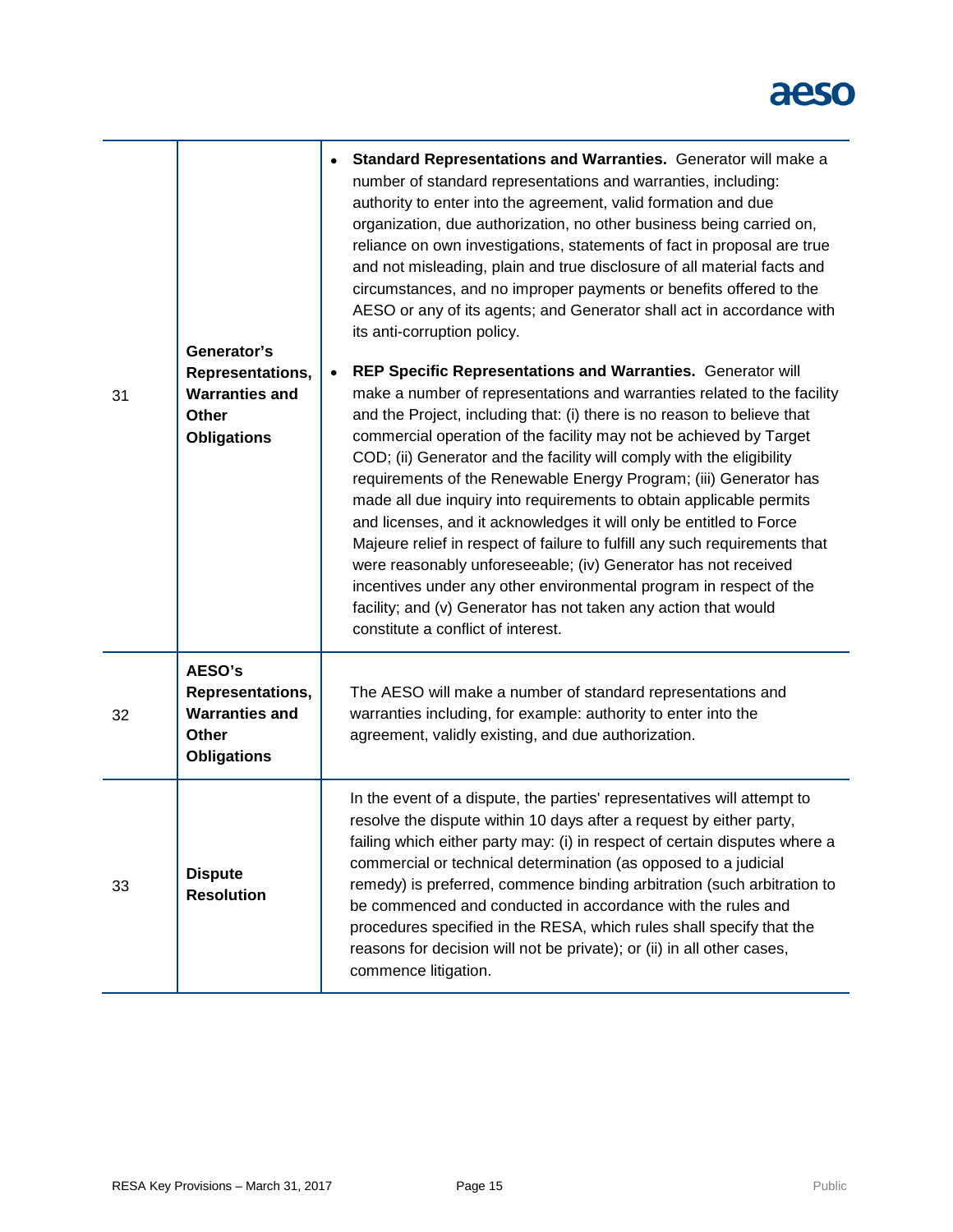| | | |
|---|---|---|
| 31 | **Generator's Representations, Warranties and Other Obligations** | • **Standard Representations and Warranties.** Generator will make a number of standard representations and warranties, including: authority to enter into the agreement, valid formation and due organization, due authorization, no other business being carried on, reliance on own investigations, statements of fact in proposal are true and not misleading, plain and true disclosure of all material facts and circumstances, and no improper payments or benefits offered to the AESO or any of its agents; and Generator shall act in accordance with its anti-corruption policy.<br><br>• **REP Specific Representations and Warranties.** Generator will make a number of representations and warranties related to the facility and the Project, including that: (i) there is no reason to believe that commercial operation of the facility may not be achieved by Target COD; (ii) Generator and the facility will comply with the eligibility requirements of the Renewable Energy Program; (iii) Generator has made all due inquiry into requirements to obtain applicable permits and licenses, and it acknowledges it will only be entitled to Force Majeure relief in respect of failure to fulfill any such requirements that were reasonably unforeseeable; (iv) Generator has not received incentives under any other environmental program in respect of the facility; and (v) Generator has not taken any action that would constitute a conflict of interest. |
| 32 | **AESO's Representations, Warranties and Other Obligations** | The AESO will make a number of standard representations and warranties including, for example: authority to enter into the agreement, validly existing, and due authorization. |
| 33 | **Dispute Resolution** | In the event of a dispute, the parties' representatives will attempt to resolve the dispute within 10 days after a request by either party, failing which either party may: (i) in respect of certain disputes where a commercial or technical determination (as opposed to a judicial remedy) is preferred, commence binding arbitration (such arbitration to be commenced and conducted in accordance with the rules and procedures specified in the RESA, which rules shall specify that the reasons for decision will not be private); or (ii) in all other cases, commence litigation. |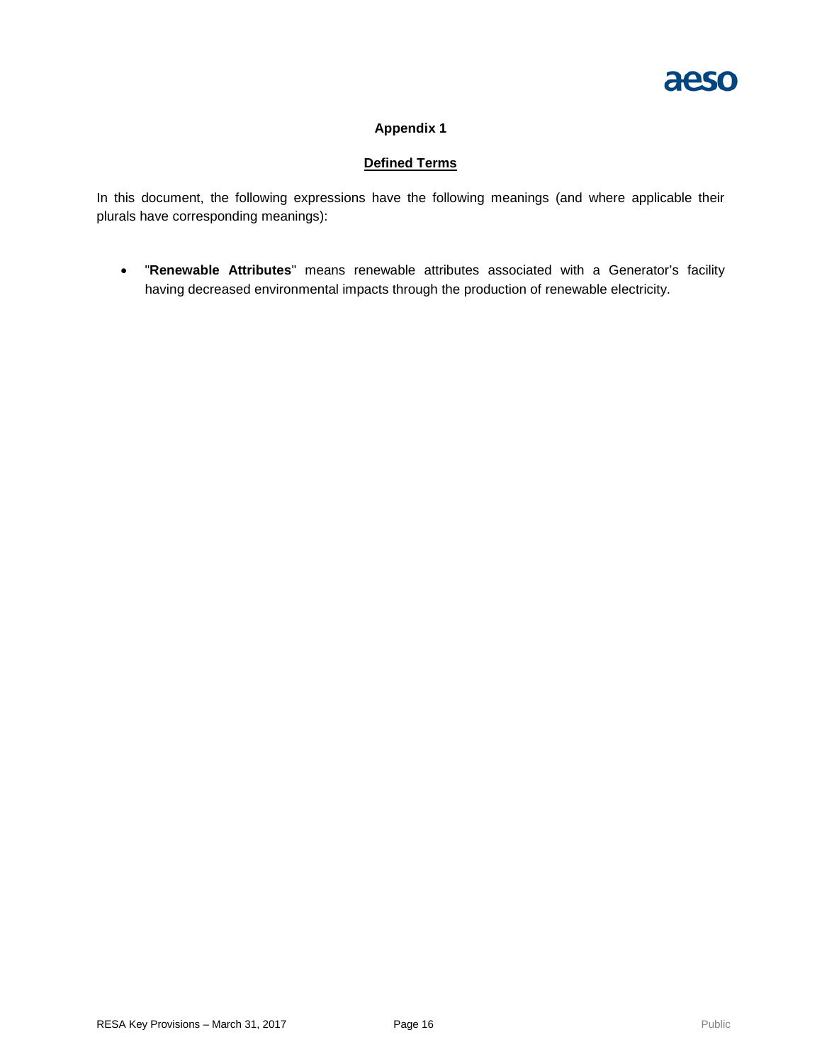## Appendix 1

### Defined Terms

In this document, the following expressions have the following meanings (and where applicable their plurals have corresponding meanings):

- "**Renewable Attributes**" means renewable attributes associated with a Generator's facility having decreased environmental impacts through the production of renewable electricity.